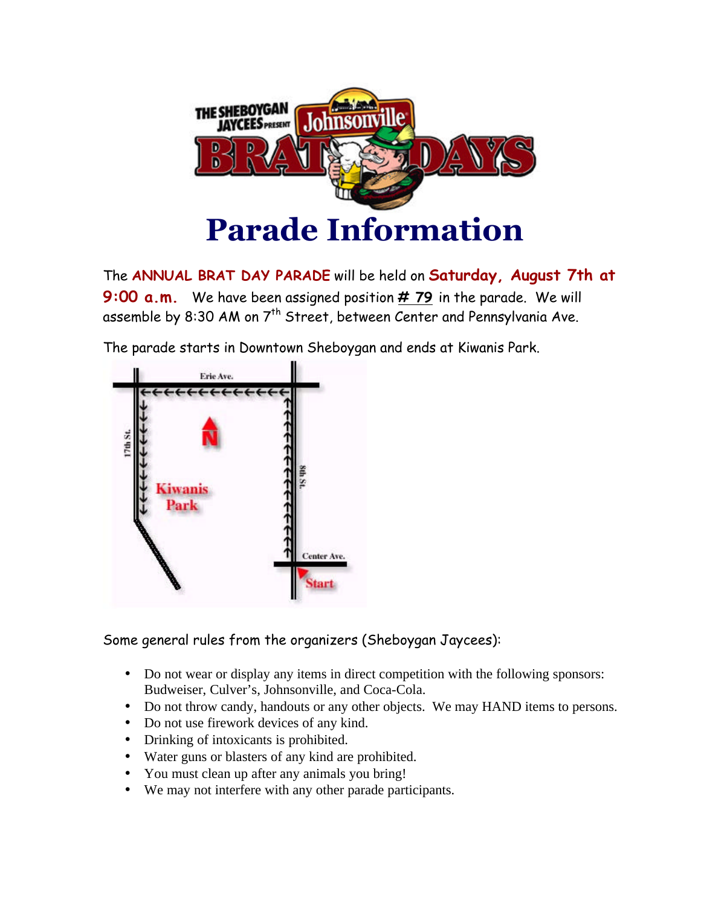# Parade Information

The **ANNUAL BRAT DAY PARADE** will be held on **Saturday, August 7th at 9:00 a.m.** We have been assigned position **# 79** in the parade. We will assemble by 8:30 AM on 7th Street, between Center and Pennsylvania Ave.

The parade starts in Downtown Sheboygan and ends at Kiwanis Park.

Some general rules from the organizers (Sheboygan Jaycees):

- Do not wear or display any items in direct competition with the following sponsors: Budweiser, Culver's, Johnsonville, and Coca-Cola.
- Do not throw candy, handouts or any other objects. We may HAND items to persons.
- Do not use firework devices of any kind.
- Drinking of intoxicants is prohibited.
- Water guns or blasters of any kind are prohibited.
- You must clean up after any animals you bring!
- We may not interfere with any other parade participants.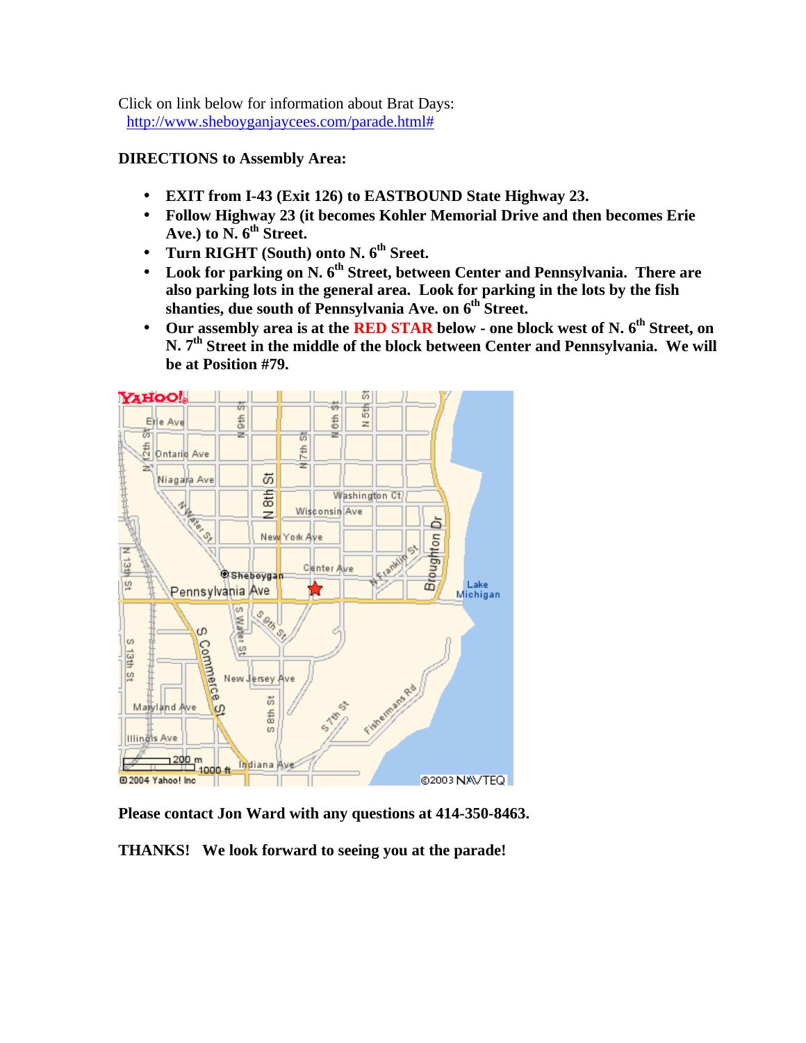Click on link below for information about Brat Days:
http://www.sheboyganjaycees.com/parade.html#

**DIRECTIONS to Assembly Area:**

- **EXIT from I-43 (Exit 126) to EASTBOUND State Highway 23.**
- **Follow Highway 23 (it becomes Kohler Memorial Drive and then becomes Erie Ave.) to N. 6th Street.**
- **Turn RIGHT (South) onto N. 6th Sreet.**
- **Look for parking on N. 6th Street, between Center and Pennsylvania. There are also parking lots in the general area. Look for parking in the lots by the fish shanties, due south of Pennsylvania Ave. on 6th Street.**
- **Our assembly area is at the RED STAR below - one block west of N. 6th Street, on N. 7th Street in the middle of the block between Center and Pennsylvania. We will be at Position #79.**

YAHOO!
Erie Ave
Ontario Ave
Niagara Ave
N 12th St
N 9th St
N 8th St
N 7th St
N 6th St
N 5th St
N Water St
Washington Ct
Wisconsin Ave
New York Ave
Center Ave
N Franklin St
Broughton Dr
Sheboygan
Pennsylvania Ave
N 13th St
Lake Michigan
S 13th St
S Commerce St
S Water St
S 9th St
New Jersey Ave
S 8th St
S 7th St
Fishermans Rd
Maryland Ave
Illinois Ave
Indiana Ave
200 m
1000 ft
©2004 Yahoo! Inc
©2003 NAVTEQ

**Please contact Jon Ward with any questions at 414-350-8463.**

**THANKS! We look forward to seeing you at the parade!**